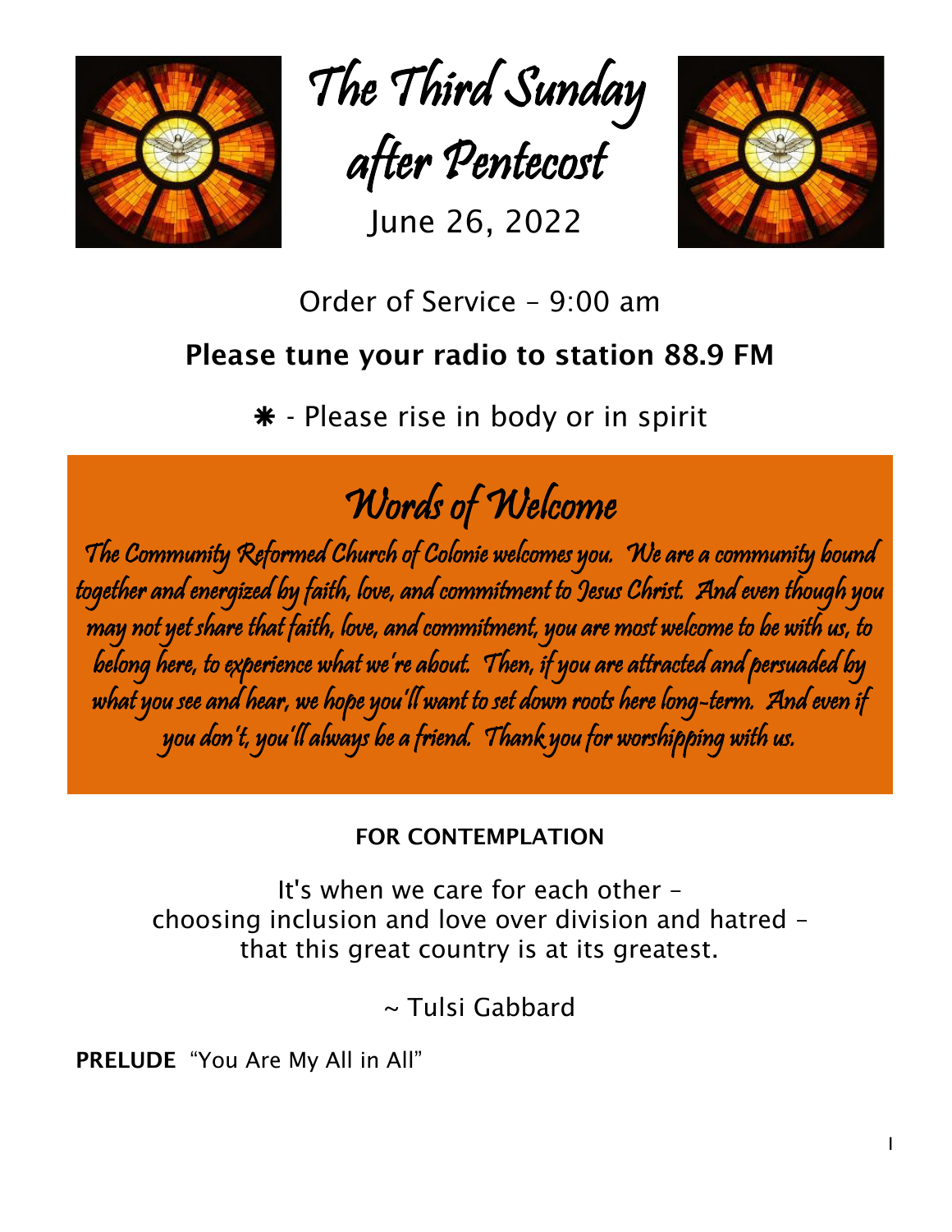# The Third Sunday after Pentecost

June 26, 2022

Order of Service – 9:00 am

**Please tune your radio to station 88.9 FM**

❋ - Please rise in body or in spirit

## Words of Welcome

The Community Reformed Church of Colonie welcomes you. We are a community bound together and energized by faith, love, and commitment to Jesus Christ. And even though you may not yet share that faith, love, and commitment, you are most welcome to be with us, to belong here, to experience what we're about. Then, if you are attracted and persuaded by what you see and hear, we hope you'll want to set down roots here long-term. And even if you don't, you'll always be a friend. Thank you for worshipping with us.

**FOR CONTEMPLATION**

It's when we care for each other –
choosing inclusion and love over division and hatred –
that this great country is at its greatest.

~ Tulsi Gabbard

**PRELUDE** "You Are My All in All"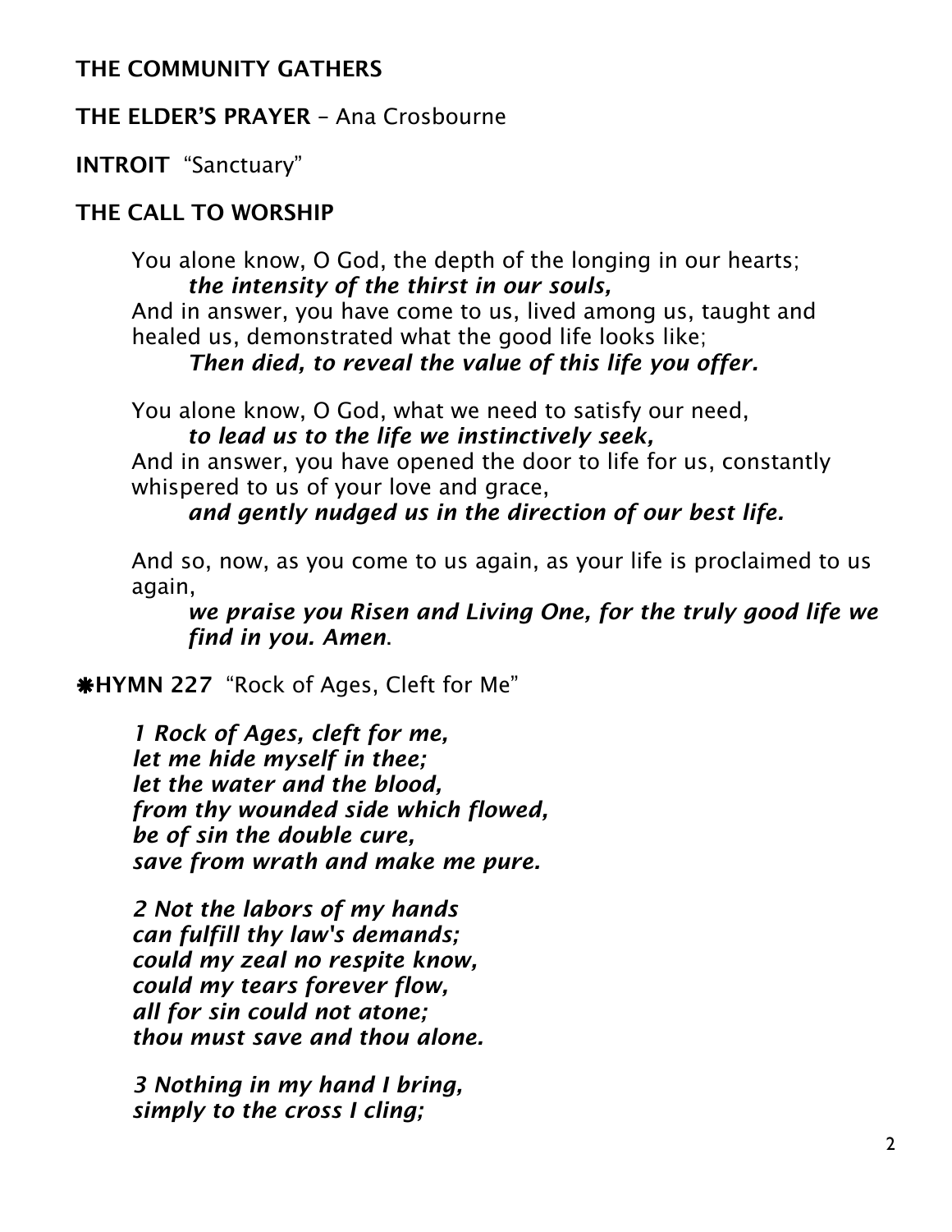**THE COMMUNITY GATHERS**

**THE ELDER'S PRAYER** – Ana Crosbourne

**INTROIT** "Sanctuary"

**THE CALL TO WORSHIP**

You alone know, O God, the depth of the longing in our hearts;
*the intensity of the thirst in our souls,*
And in answer, you have come to us, lived among us, taught and healed us, demonstrated what the good life looks like;
*Then died, to reveal the value of this life you offer.*

You alone know, O God, what we need to satisfy our need,
*to lead us to the life we instinctively seek,*
And in answer, you have opened the door to life for us, constantly whispered to us of your love and grace,
*and gently nudged us in the direction of our best life.*

And so, now, as you come to us again, as your life is proclaimed to us again,
*we praise you Risen and Living One, for the truly good life we find in you. Amen.*

**❋HYMN 227** "Rock of Ages, Cleft for Me"

*1 Rock of Ages, cleft for me,
let me hide myself in thee;
let the water and the blood,
from thy wounded side which flowed,
be of sin the double cure,
save from wrath and make me pure.*

*2 Not the labors of my hands
can fulfill thy law's demands;
could my zeal no respite know,
could my tears forever flow,
all for sin could not atone;
thou must save and thou alone.*

*3 Nothing in my hand I bring,
simply to the cross I cling;*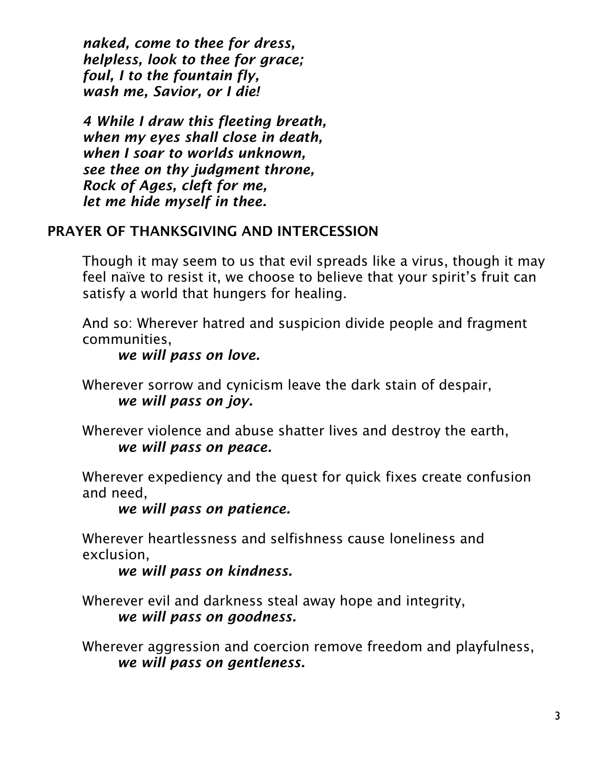*naked, come to thee for dress,*
*helpless, look to thee for grace;*
*foul, I to the fountain fly,*
*wash me, Savior, or I die!*

*4 While I draw this fleeting breath,*
*when my eyes shall close in death,*
*when I soar to worlds unknown,*
*see thee on thy judgment throne,*
*Rock of Ages, cleft for me,*
*let me hide myself in thee.*

**PRAYER OF THANKSGIVING AND INTERCESSION**

Though it may seem to us that evil spreads like a virus, though it may feel naïve to resist it, we choose to believe that your spirit's fruit can satisfy a world that hungers for healing.

And so: Wherever hatred and suspicion divide people and fragment communities,
***we will pass on love.***

Wherever sorrow and cynicism leave the dark stain of despair,
***we will pass on joy.***

Wherever violence and abuse shatter lives and destroy the earth,
***we will pass on peace.***

Wherever expediency and the quest for quick fixes create confusion and need,
***we will pass on patience.***

Wherever heartlessness and selfishness cause loneliness and exclusion,
***we will pass on kindness.***

Wherever evil and darkness steal away hope and integrity,
***we will pass on goodness.***

Wherever aggression and coercion remove freedom and playfulness,
***we will pass on gentleness.***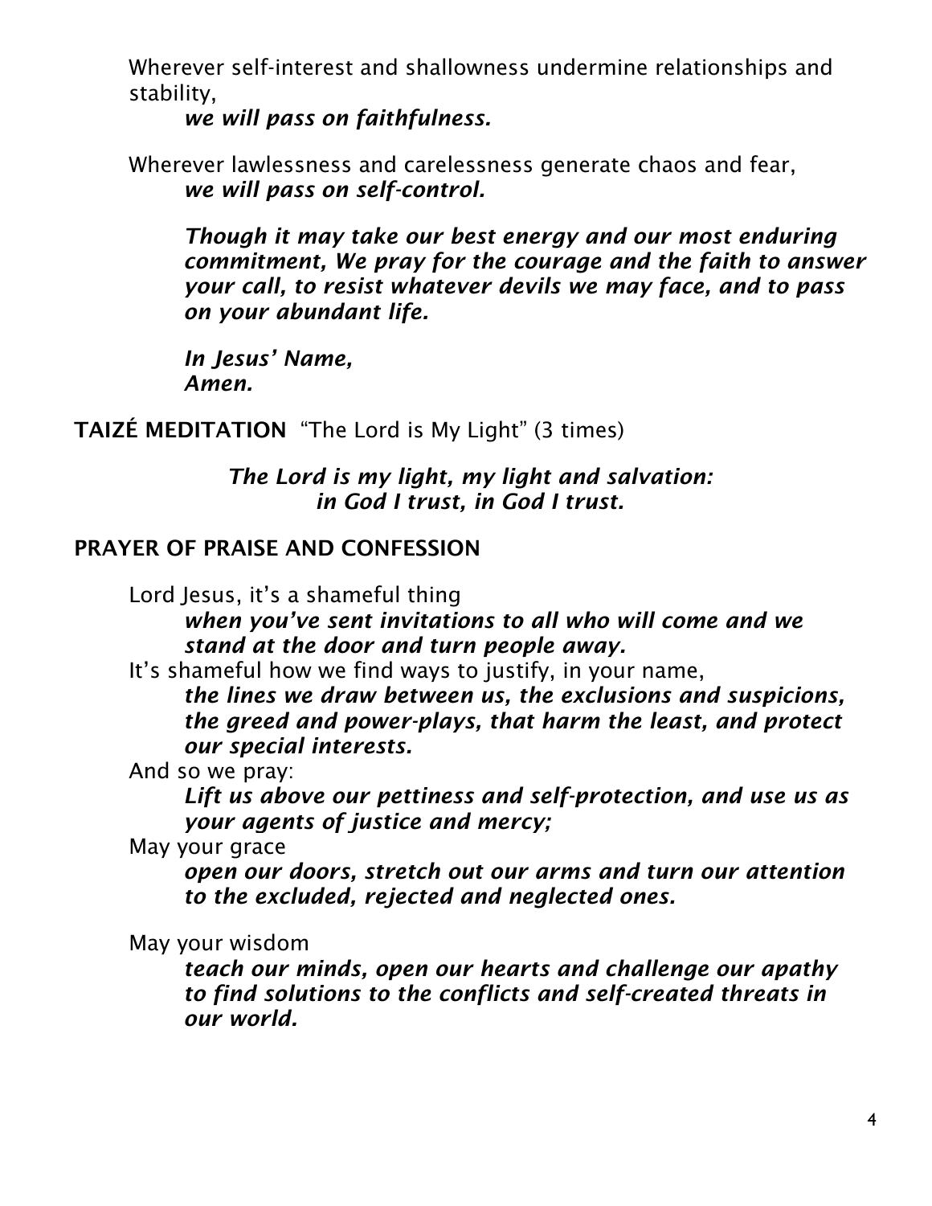Wherever self-interest and shallowness undermine relationships and stability,

***we will pass on faithfulness.***

Wherever lawlessness and carelessness generate chaos and fear,

***we will pass on self-control.***

***Though it may take our best energy and our most enduring commitment, We pray for the courage and the faith to answer your call, to resist whatever devils we may face, and to pass on your abundant life.***

***In Jesus' Name,***
***Amen.***

**TAIZÉ MEDITATION** "The Lord is My Light" (3 times)

***The Lord is my light, my light and salvation:***
***in God I trust, in God I trust.***

**PRAYER OF PRAISE AND CONFESSION**

Lord Jesus, it's a shameful thing

***when you've sent invitations to all who will come and we stand at the door and turn people away.***

It's shameful how we find ways to justify, in your name,

***the lines we draw between us, the exclusions and suspicions, the greed and power-plays, that harm the least, and protect our special interests.***

And so we pray:

***Lift us above our pettiness and self-protection, and use us as your agents of justice and mercy;***

May your grace

***open our doors, stretch out our arms and turn our attention to the excluded, rejected and neglected ones.***

May your wisdom

***teach our minds, open our hearts and challenge our apathy to find solutions to the conflicts and self-created threats in our world.***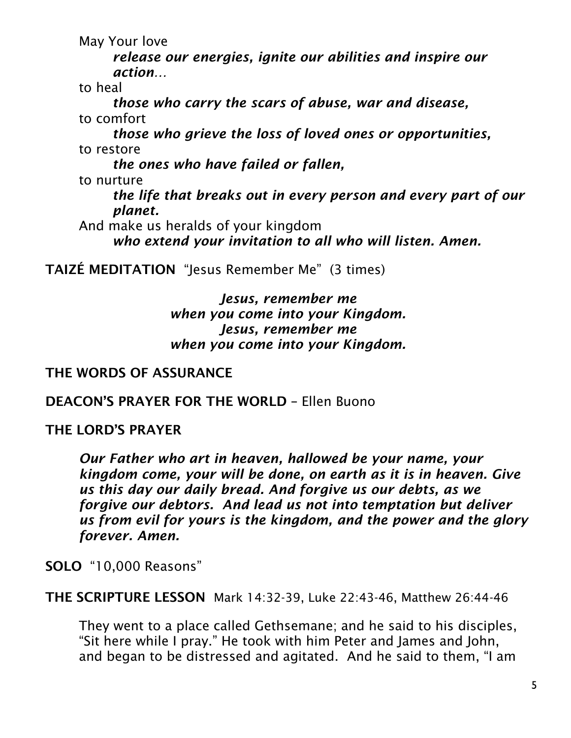May Your love

*release our energies, ignite our abilities and inspire our action…*

to heal

*those who carry the scars of abuse, war and disease,*

to comfort

*those who grieve the loss of loved ones or opportunities,*

to restore

*the ones who have failed or fallen,*

to nurture

*the life that breaks out in every person and every part of our planet.*

And make us heralds of your kingdom

*who extend your invitation to all who will listen. Amen.*

**TAIZÉ MEDITATION** "Jesus Remember Me" (3 times)

*Jesus, remember me*
*when you come into your Kingdom.*
*Jesus, remember me*
*when you come into your Kingdom.*

**THE WORDS OF ASSURANCE**

**DEACON'S PRAYER FOR THE WORLD** – Ellen Buono

**THE LORD'S PRAYER**

*Our Father who art in heaven, hallowed be your name, your kingdom come, your will be done, on earth as it is in heaven. Give us this day our daily bread. And forgive us our debts, as we forgive our debtors. And lead us not into temptation but deliver us from evil for yours is the kingdom, and the power and the glory forever. Amen.*

**SOLO** "10,000 Reasons"

**THE SCRIPTURE LESSON** Mark 14:32-39, Luke 22:43-46, Matthew 26:44-46

They went to a place called Gethsemane; and he said to his disciples, "Sit here while I pray." He took with him Peter and James and John, and began to be distressed and agitated. And he said to them, "I am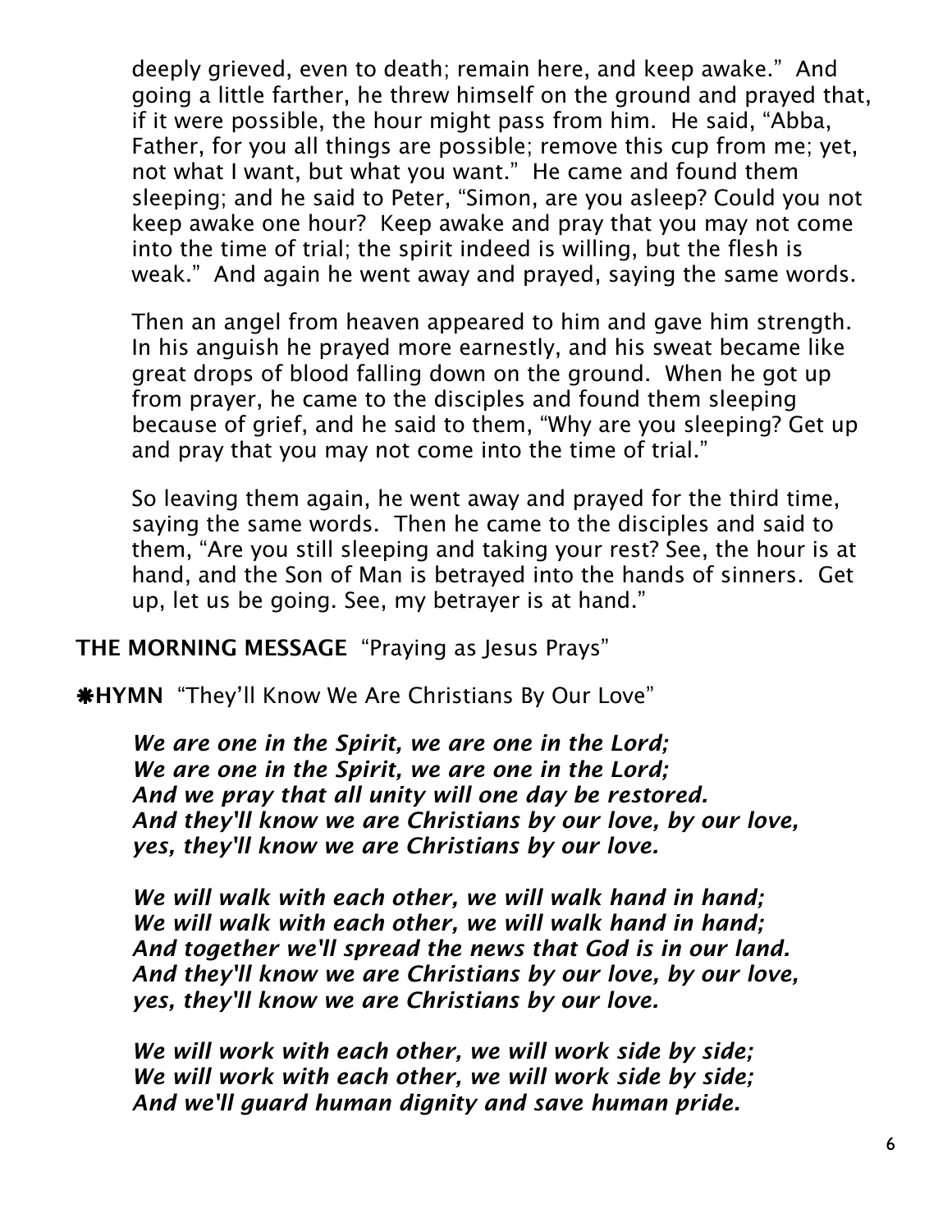deeply grieved, even to death; remain here, and keep awake." And going a little farther, he threw himself on the ground and prayed that, if it were possible, the hour might pass from him. He said, "Abba, Father, for you all things are possible; remove this cup from me; yet, not what I want, but what you want." He came and found them sleeping; and he said to Peter, "Simon, are you asleep? Could you not keep awake one hour? Keep awake and pray that you may not come into the time of trial; the spirit indeed is willing, but the flesh is weak." And again he went away and prayed, saying the same words.

Then an angel from heaven appeared to him and gave him strength. In his anguish he prayed more earnestly, and his sweat became like great drops of blood falling down on the ground. When he got up from prayer, he came to the disciples and found them sleeping because of grief, and he said to them, "Why are you sleeping? Get up and pray that you may not come into the time of trial."

So leaving them again, he went away and prayed for the third time, saying the same words. Then he came to the disciples and said to them, "Are you still sleeping and taking your rest? See, the hour is at hand, and the Son of Man is betrayed into the hands of sinners. Get up, let us be going. See, my betrayer is at hand."

**THE MORNING MESSAGE** "Praying as Jesus Prays"

**❋HYMN** "They'll Know We Are Christians By Our Love"

***We are one in the Spirit, we are one in the Lord;***
***We are one in the Spirit, we are one in the Lord;***
***And we pray that all unity will one day be restored.***
***And they'll know we are Christians by our love, by our love,***
***yes, they'll know we are Christians by our love.***

***We will walk with each other, we will walk hand in hand;***
***We will walk with each other, we will walk hand in hand;***
***And together we'll spread the news that God is in our land.***
***And they'll know we are Christians by our love, by our love,***
***yes, they'll know we are Christians by our love.***

***We will work with each other, we will work side by side;***
***We will work with each other, we will work side by side;***
***And we'll guard human dignity and save human pride.***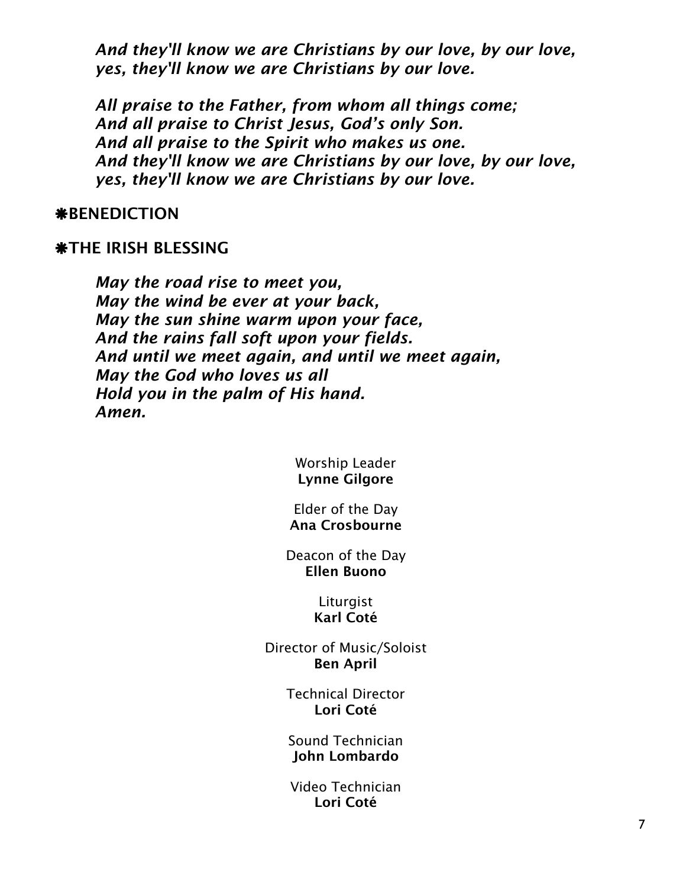*And they'll know we are Christians by our love, by our love,*
*yes, they'll know we are Christians by our love.*

*All praise to the Father, from whom all things come;*
*And all praise to Christ Jesus, God's only Son.*
*And all praise to the Spirit who makes us one.*
*And they'll know we are Christians by our love, by our love,*
*yes, they'll know we are Christians by our love.*

**❋BENEDICTION**

**❋THE IRISH BLESSING**

***May the road rise to meet you,***
***May the wind be ever at your back,***
***May the sun shine warm upon your face,***
***And the rains fall soft upon your fields.***
***And until we meet again, and until we meet again,***
***May the God who loves us all***
***Hold you in the palm of His hand.***
***Amen.***

Worship Leader
**Lynne Gilgore**

Elder of the Day
**Ana Crosbourne**

Deacon of the Day
**Ellen Buono**

Liturgist
**Karl Coté**

Director of Music/Soloist
**Ben April**

Technical Director
**Lori Coté**

Sound Technician
**John Lombardo**

Video Technician
**Lori Coté**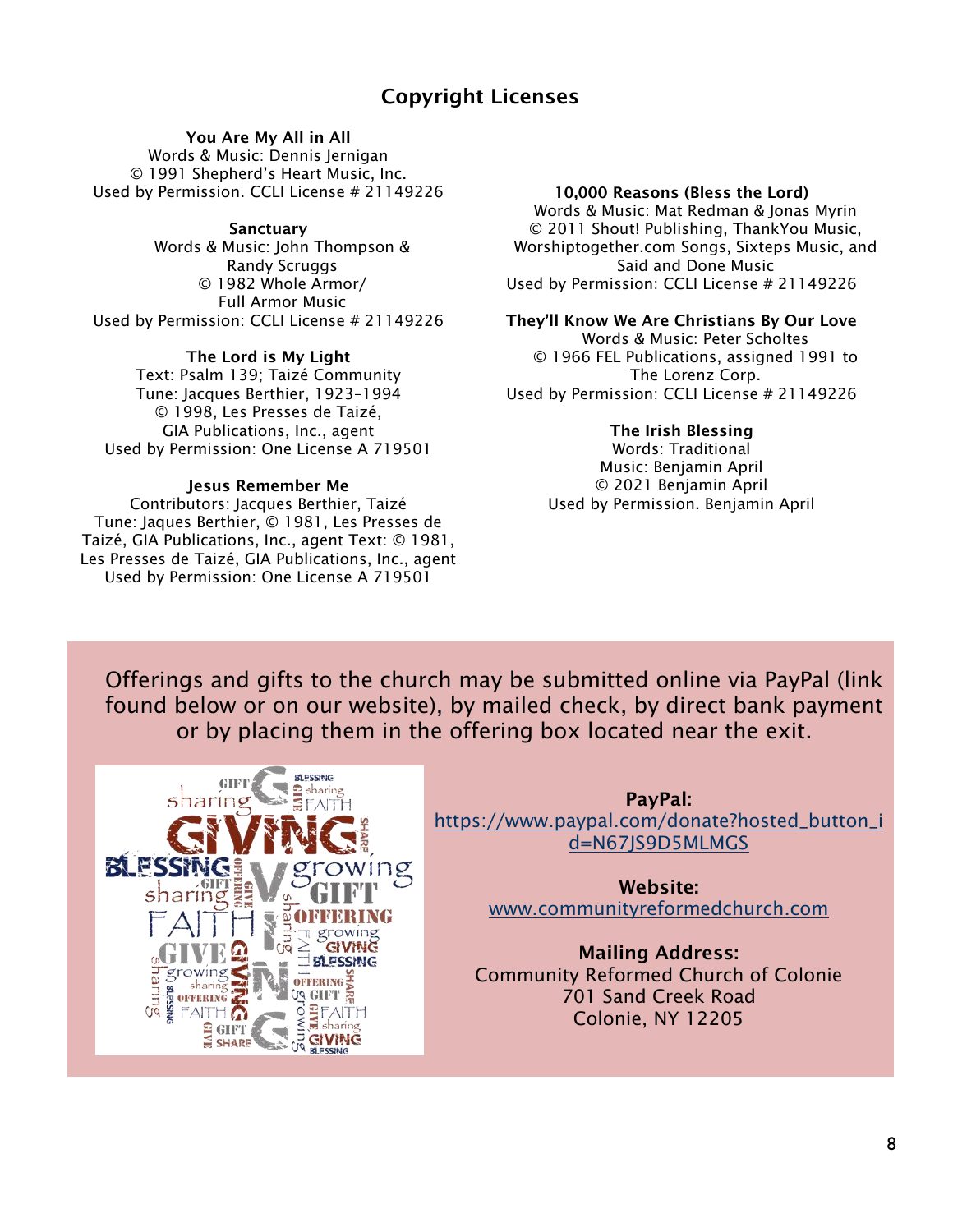## Copyright Licenses

**You Are My All in All**
Words & Music: Dennis Jernigan
© 1991 Shepherd's Heart Music, Inc.
Used by Permission. CCLI License # 21149226

**Sanctuary**
Words & Music: John Thompson & Randy Scruggs
© 1982 Whole Armor/ Full Armor Music
Used by Permission: CCLI License # 21149226

**The Lord is My Light**
Text: Psalm 139; Taizé Community
Tune: Jacques Berthier, 1923–1994
© 1998, Les Presses de Taizé, GIA Publications, Inc., agent
Used by Permission: One License A 719501

**Jesus Remember Me**
Contributors: Jacques Berthier, Taizé
Tune: Jaques Berthier, © 1981, Les Presses de Taizé, GIA Publications, Inc., agent Text: © 1981, Les Presses de Taizé, GIA Publications, Inc., agent
Used by Permission: One License A 719501

**10,000 Reasons (Bless the Lord)**
Words & Music: Mat Redman & Jonas Myrin
© 2011 Shout! Publishing, ThankYou Music, Worshiptogether.com Songs, Sixteps Music, and Said and Done Music
Used by Permission: CCLI License # 21149226

**They'll Know We Are Christians By Our Love**
Words & Music: Peter Scholtes
© 1966 FEL Publications, assigned 1991 to The Lorenz Corp.
Used by Permission: CCLI License # 21149226

**The Irish Blessing**
Words: Traditional
Music: Benjamin April
© 2021 Benjamin April
Used by Permission. Benjamin April

Offerings and gifts to the church may be submitted online via PayPal (link found below or on our website), by mailed check, by direct bank payment or by placing them in the offering box located near the exit.

**PayPal:**
https://www.paypal.com/donate?hosted_button_id=N67JS9D5MLMGS

**Website:**
www.communityreformedchurch.com

**Mailing Address:**
Community Reformed Church of Colonie
701 Sand Creek Road
Colonie, NY 12205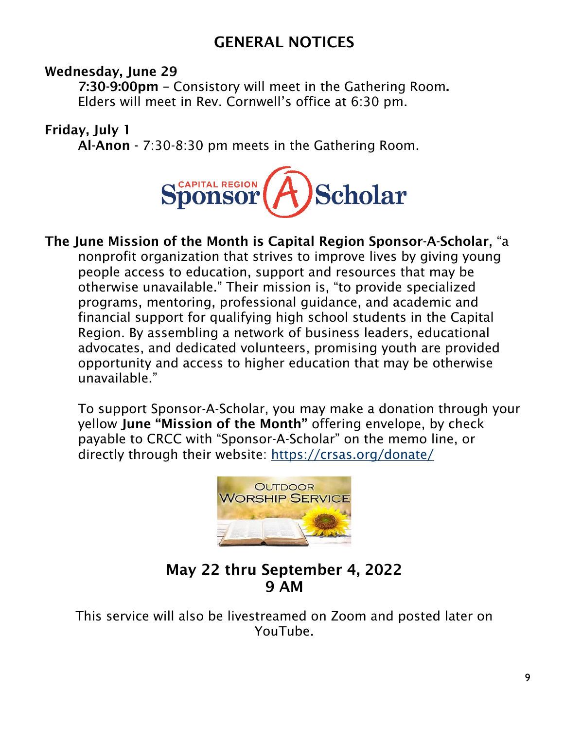# GENERAL NOTICES

**Wednesday, June 29**

**7:30-9:00pm** – Consistory will meet in the Gathering Room**.** Elders will meet in Rev. Cornwell's office at 6:30 pm.

**Friday, July 1**

**Al-Anon** - 7:30-8:30 pm meets in the Gathering Room.

**The June Mission of the Month is Capital Region Sponsor-A-Scholar**, "a nonprofit organization that strives to improve lives by giving young people access to education, support and resources that may be otherwise unavailable." Their mission is, "to provide specialized programs, mentoring, professional guidance, and academic and financial support for qualifying high school students in the Capital Region. By assembling a network of business leaders, educational advocates, and dedicated volunteers, promising youth are provided opportunity and access to higher education that may be otherwise unavailable."

To support Sponsor-A-Scholar, you may make a donation through your yellow **June "Mission of the Month"** offering envelope, by check payable to CRCC with "Sponsor-A-Scholar" on the memo line, or directly through their website: https://crsas.org/donate/

## May 22 thru September 4, 2022
## 9 AM

This service will also be livestreamed on Zoom and posted later on YouTube.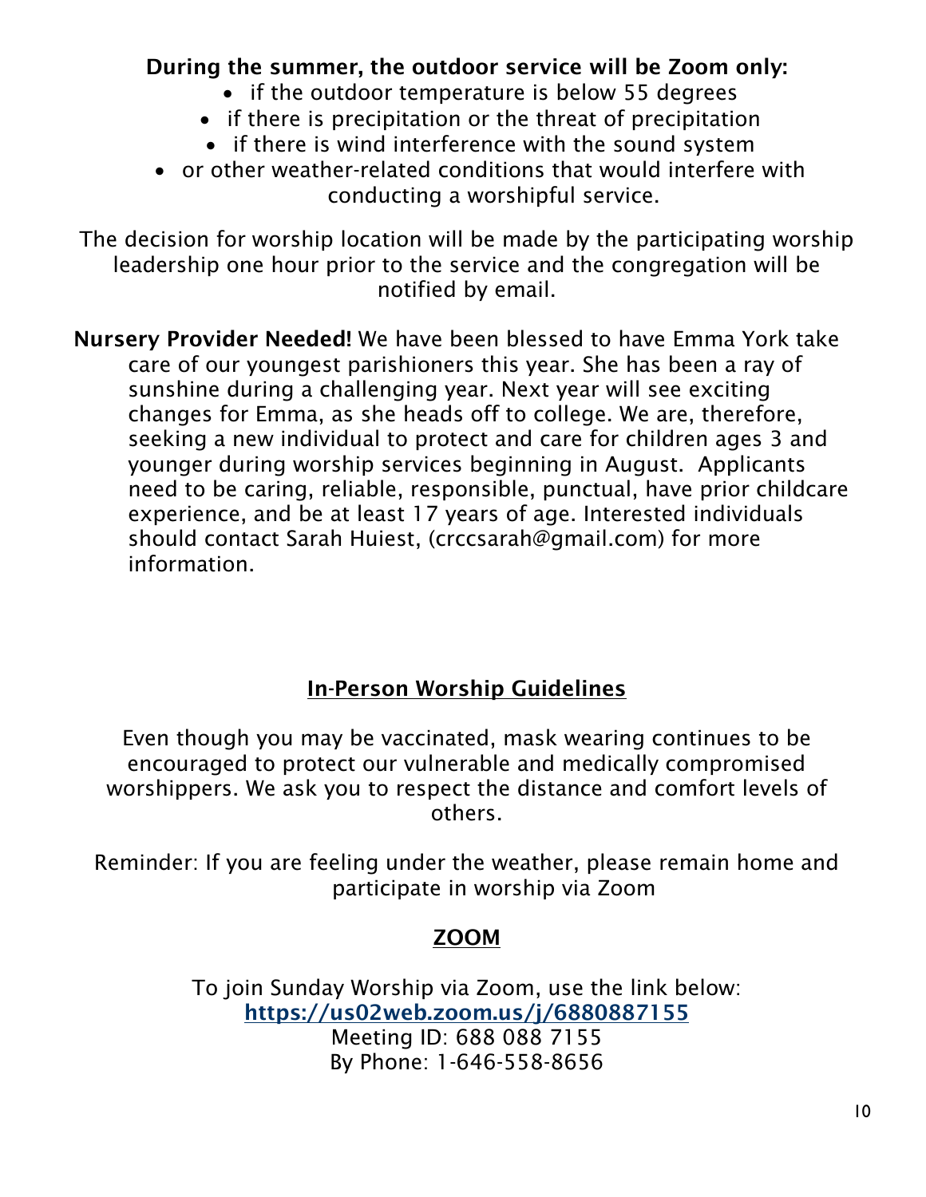**During the summer, the outdoor service will be Zoom only:**

- if the outdoor temperature is below 55 degrees
- if there is precipitation or the threat of precipitation
- if there is wind interference with the sound system
- or other weather-related conditions that would interfere with conducting a worshipful service.

The decision for worship location will be made by the participating worship leadership one hour prior to the service and the congregation will be notified by email.

**Nursery Provider Needed!** We have been blessed to have Emma York take care of our youngest parishioners this year. She has been a ray of sunshine during a challenging year. Next year will see exciting changes for Emma, as she heads off to college. We are, therefore, seeking a new individual to protect and care for children ages 3 and younger during worship services beginning in August. Applicants need to be caring, reliable, responsible, punctual, have prior childcare experience, and be at least 17 years of age. Interested individuals should contact Sarah Huiest, (crccsarah@gmail.com) for more information.

## In-Person Worship Guidelines

Even though you may be vaccinated, mask wearing continues to be encouraged to protect our vulnerable and medically compromised worshippers. We ask you to respect the distance and comfort levels of others.

Reminder: If you are feeling under the weather, please remain home and participate in worship via Zoom

## ZOOM

To join Sunday Worship via Zoom, use the link below:
**https://us02web.zoom.us/j/6880887155**
Meeting ID: 688 088 7155
By Phone: 1-646-558-8656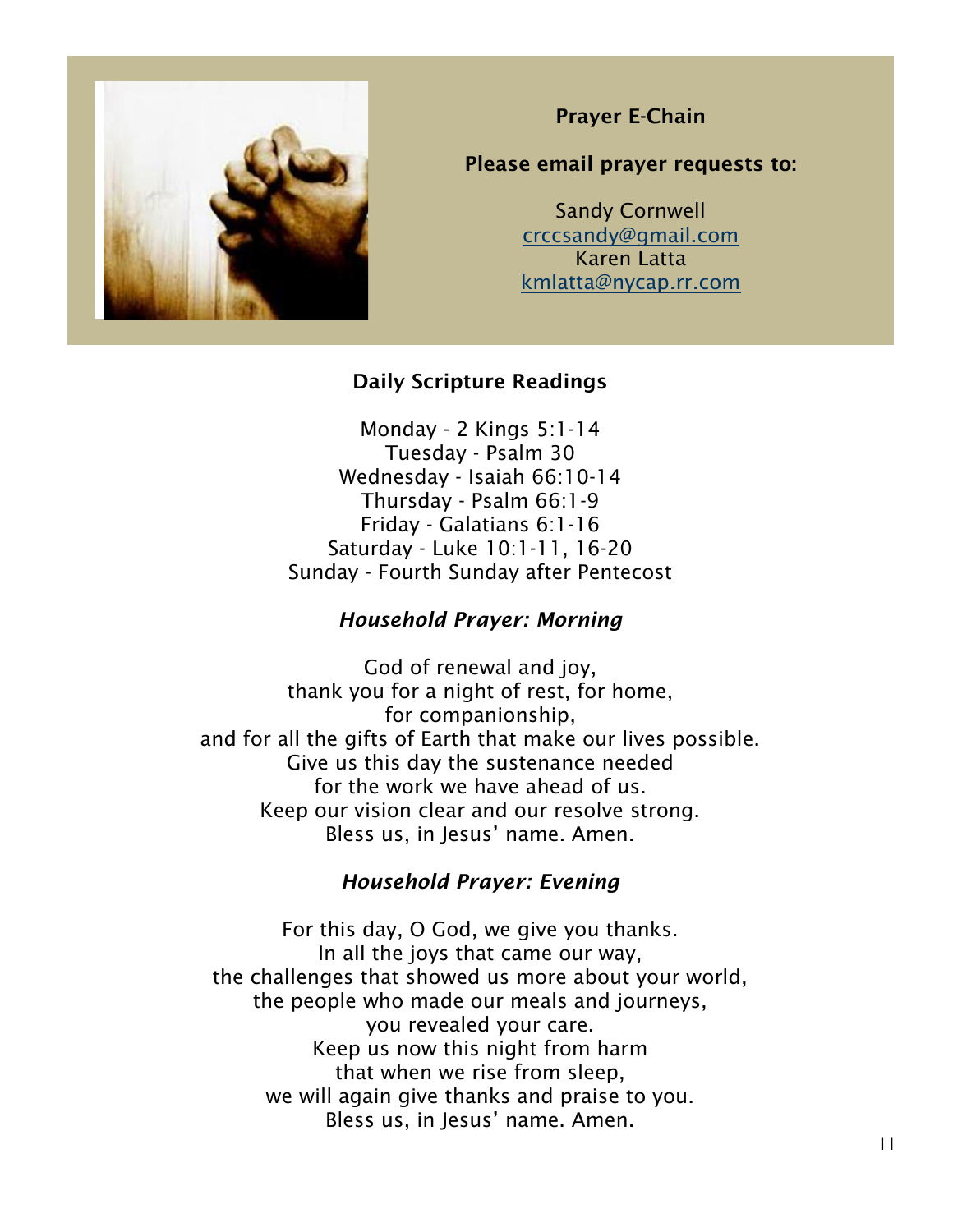**Prayer E-Chain**

**Please email prayer requests to:**

Sandy Cornwell
crccsandy@gmail.com
Karen Latta
kmlatta@nycap.rr.com

**Daily Scripture Readings**

Monday - 2 Kings 5:1-14
Tuesday - Psalm 30
Wednesday - Isaiah 66:10-14
Thursday - Psalm 66:1-9
Friday - Galatians 6:1-16
Saturday - Luke 10:1-11, 16-20
Sunday - Fourth Sunday after Pentecost

***Household Prayer: Morning***

God of renewal and joy,
thank you for a night of rest, for home,
for companionship,
and for all the gifts of Earth that make our lives possible.
Give us this day the sustenance needed
for the work we have ahead of us.
Keep our vision clear and our resolve strong.
Bless us, in Jesus' name. Amen.

***Household Prayer: Evening***

For this day, O God, we give you thanks.
In all the joys that came our way,
the challenges that showed us more about your world,
the people who made our meals and journeys,
you revealed your care.
Keep us now this night from harm
that when we rise from sleep,
we will again give thanks and praise to you.
Bless us, in Jesus' name. Amen.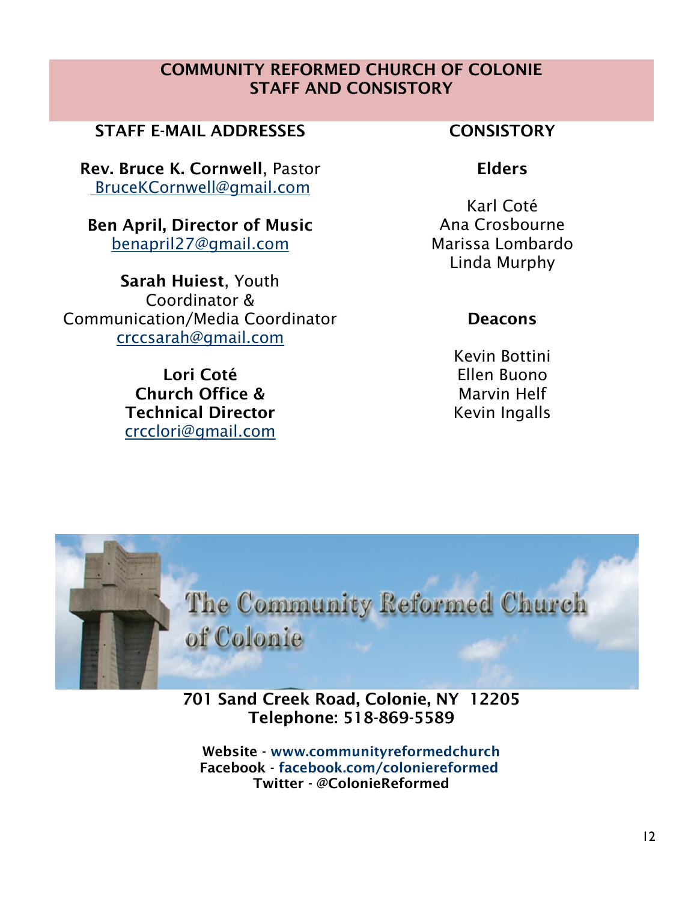# COMMUNITY REFORMED CHURCH OF COLONIE
# STAFF AND CONSISTORY

## STAFF E-MAIL ADDRESSES

**Rev. Bruce K. Cornwell**, Pastor
BruceKCornwell@gmail.com

**Ben April, Director of Music**
benapril27@gmail.com

**Sarah Huiest**, Youth Coordinator & Communication/Media Coordinator
crccsarah@gmail.com

**Lori Coté**
**Church Office & Technical Director**
crcclori@gmail.com

## CONSISTORY

### Elders

Karl Coté
Ana Crosbourne
Marissa Lombardo
Linda Murphy

### Deacons

Kevin Bottini
Ellen Buono
Marvin Helf
Kevin Ingalls

The Community Reformed Church of Colonie

**701 Sand Creek Road, Colonie, NY 12205**
**Telephone: 518-869-5589**

**Website - www.communityreformedchurch**
**Facebook - facebook.com/coloniereformed**
**Twitter - @ColonieReformed**